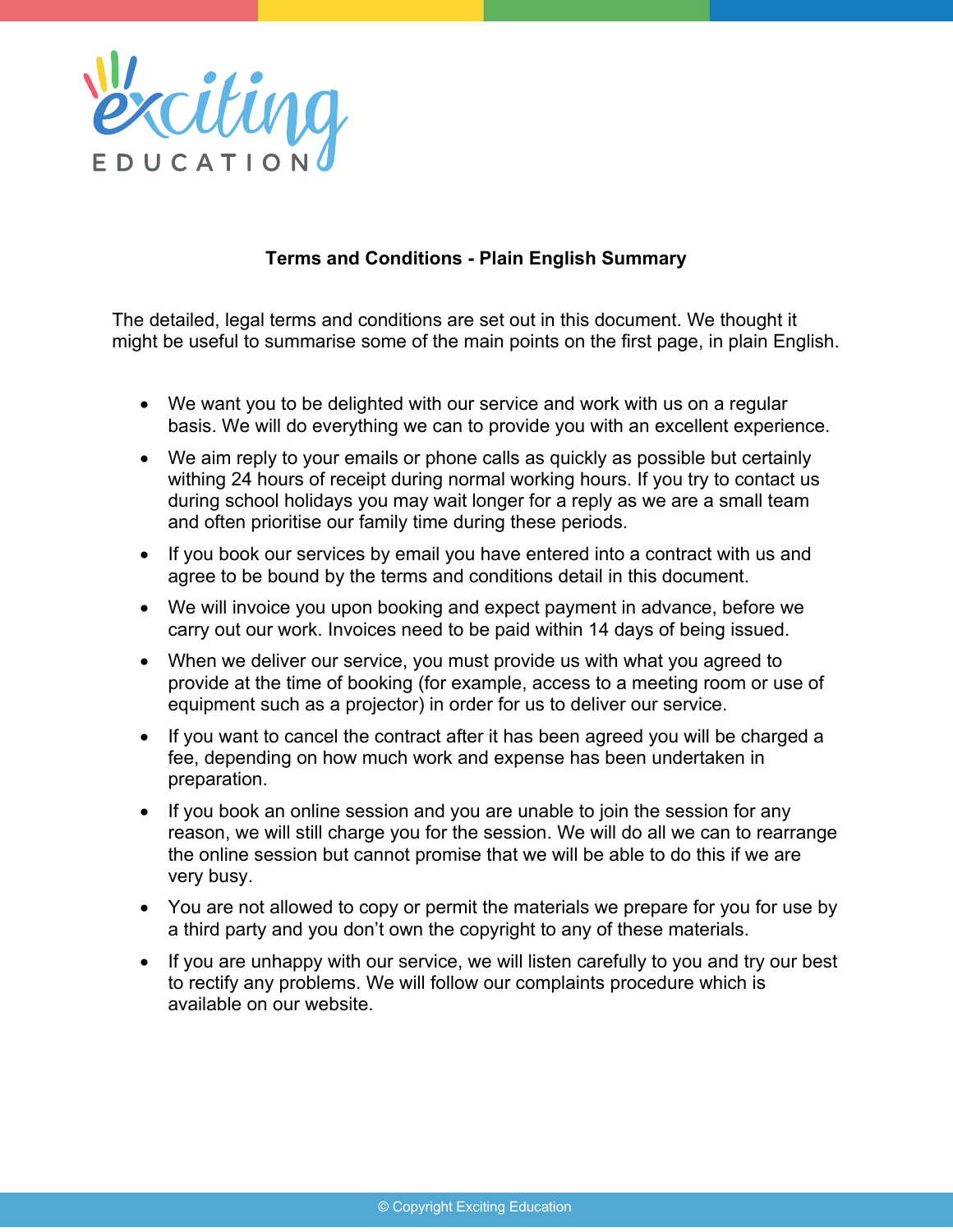exciting EDUCATION

## Terms and Conditions - Plain English Summary

The detailed, legal terms and conditions are set out in this document. We thought it might be useful to summarise some of the main points on the first page, in plain English.

- We want you to be delighted with our service and work with us on a regular basis. We will do everything we can to provide you with an excellent experience.
- We aim reply to your emails or phone calls as quickly as possible but certainly withing 24 hours of receipt during normal working hours. If you try to contact us during school holidays you may wait longer for a reply as we are a small team and often prioritise our family time during these periods.
- If you book our services by email you have entered into a contract with us and agree to be bound by the terms and conditions detail in this document.
- We will invoice you upon booking and expect payment in advance, before we carry out our work. Invoices need to be paid within 14 days of being issued.
- When we deliver our service, you must provide us with what you agreed to provide at the time of booking (for example, access to a meeting room or use of equipment such as a projector) in order for us to deliver our service.
- If you want to cancel the contract after it has been agreed you will be charged a fee, depending on how much work and expense has been undertaken in preparation.
- If you book an online session and you are unable to join the session for any reason, we will still charge you for the session. We will do all we can to rearrange the online session but cannot promise that we will be able to do this if we are very busy.
- You are not allowed to copy or permit the materials we prepare for you for use by a third party and you don't own the copyright to any of these materials.
- If you are unhappy with our service, we will listen carefully to you and try our best to rectify any problems. We will follow our complaints procedure which is available on our website.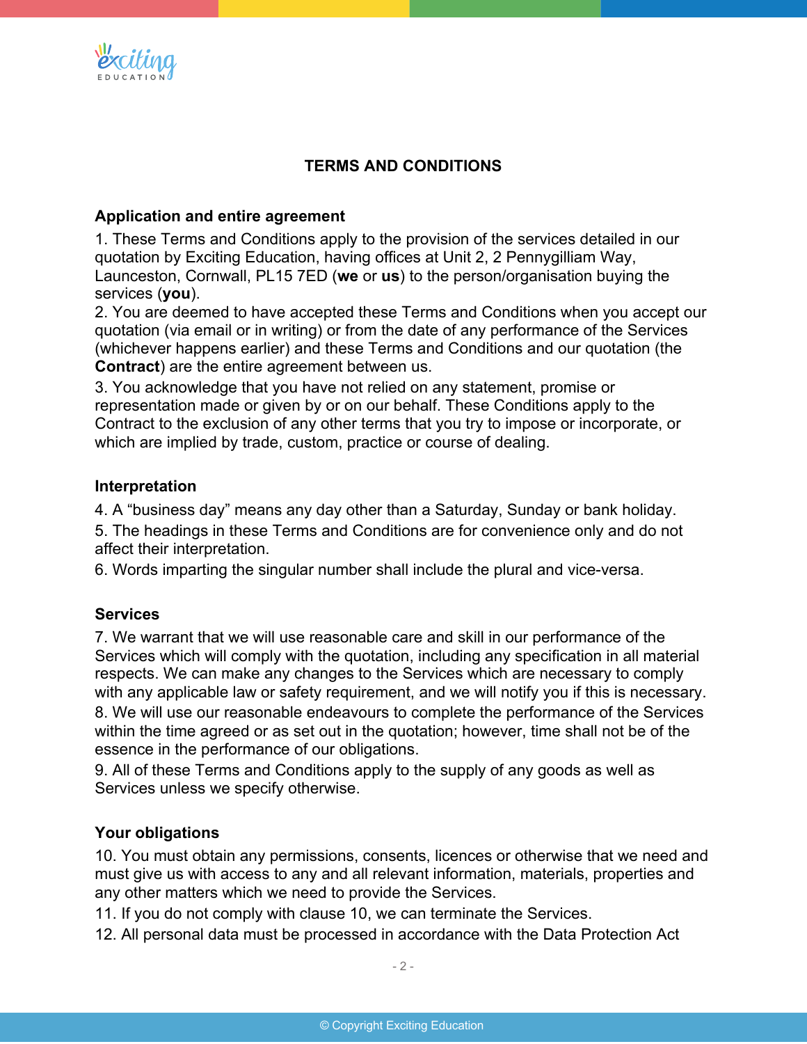# TERMS AND CONDITIONS

## Application and entire agreement

1. These Terms and Conditions apply to the provision of the services detailed in our quotation by Exciting Education, having offices at Unit 2, 2 Pennygilliam Way, Launceston, Cornwall, PL15 7ED (**we** or **us**) to the person/organisation buying the services (**you**).
2. You are deemed to have accepted these Terms and Conditions when you accept our quotation (via email or in writing) or from the date of any performance of the Services (whichever happens earlier) and these Terms and Conditions and our quotation (the **Contract**) are the entire agreement between us.
3. You acknowledge that you have not relied on any statement, promise or representation made or given by or on our behalf. These Conditions apply to the Contract to the exclusion of any other terms that you try to impose or incorporate, or which are implied by trade, custom, practice or course of dealing.

## Interpretation

4. A "business day" means any day other than a Saturday, Sunday or bank holiday.
5. The headings in these Terms and Conditions are for convenience only and do not affect their interpretation.
6. Words imparting the singular number shall include the plural and vice-versa.

## Services

7. We warrant that we will use reasonable care and skill in our performance of the Services which will comply with the quotation, including any specification in all material respects. We can make any changes to the Services which are necessary to comply with any applicable law or safety requirement, and we will notify you if this is necessary.
8. We will use our reasonable endeavours to complete the performance of the Services within the time agreed or as set out in the quotation; however, time shall not be of the essence in the performance of our obligations.
9. All of these Terms and Conditions apply to the supply of any goods as well as Services unless we specify otherwise.

## Your obligations

10. You must obtain any permissions, consents, licences or otherwise that we need and must give us with access to any and all relevant information, materials, properties and any other matters which we need to provide the Services.
11. If you do not comply with clause 10, we can terminate the Services.
12. All personal data must be processed in accordance with the Data Protection Act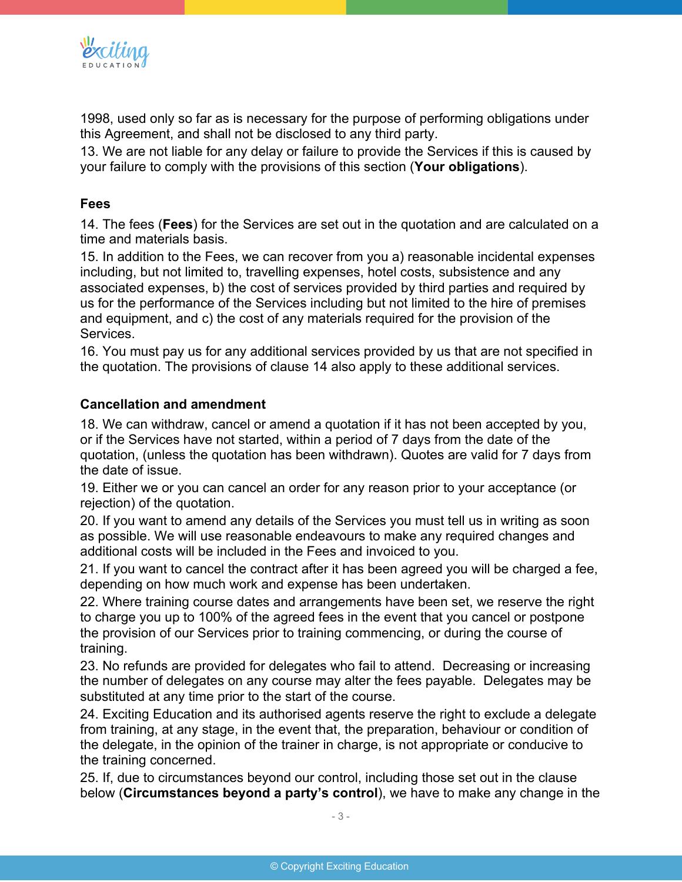1998, used only so far as is necessary for the purpose of performing obligations under this Agreement, and shall not be disclosed to any third party.
13. We are not liable for any delay or failure to provide the Services if this is caused by your failure to comply with the provisions of this section (**Your obligations**).

**Fees**

14. The fees (**Fees**) for the Services are set out in the quotation and are calculated on a time and materials basis.
15. In addition to the Fees, we can recover from you a) reasonable incidental expenses including, but not limited to, travelling expenses, hotel costs, subsistence and any associated expenses, b) the cost of services provided by third parties and required by us for the performance of the Services including but not limited to the hire of premises and equipment, and c) the cost of any materials required for the provision of the Services.
16. You must pay us for any additional services provided by us that are not specified in the quotation. The provisions of clause 14 also apply to these additional services.

**Cancellation and amendment**

18. We can withdraw, cancel or amend a quotation if it has not been accepted by you, or if the Services have not started, within a period of 7 days from the date of the quotation, (unless the quotation has been withdrawn). Quotes are valid for 7 days from the date of issue.
19. Either we or you can cancel an order for any reason prior to your acceptance (or rejection) of the quotation.
20. If you want to amend any details of the Services you must tell us in writing as soon as possible. We will use reasonable endeavours to make any required changes and additional costs will be included in the Fees and invoiced to you.
21. If you want to cancel the contract after it has been agreed you will be charged a fee, depending on how much work and expense has been undertaken.
22. Where training course dates and arrangements have been set, we reserve the right to charge you up to 100% of the agreed fees in the event that you cancel or postpone the provision of our Services prior to training commencing, or during the course of training.
23. No refunds are provided for delegates who fail to attend. Decreasing or increasing the number of delegates on any course may alter the fees payable. Delegates may be substituted at any time prior to the start of the course.
24. Exciting Education and its authorised agents reserve the right to exclude a delegate from training, at any stage, in the event that, the preparation, behaviour or condition of the delegate, in the opinion of the trainer in charge, is not appropriate or conducive to the training concerned.
25. If, due to circumstances beyond our control, including those set out in the clause below (**Circumstances beyond a party's control**), we have to make any change in the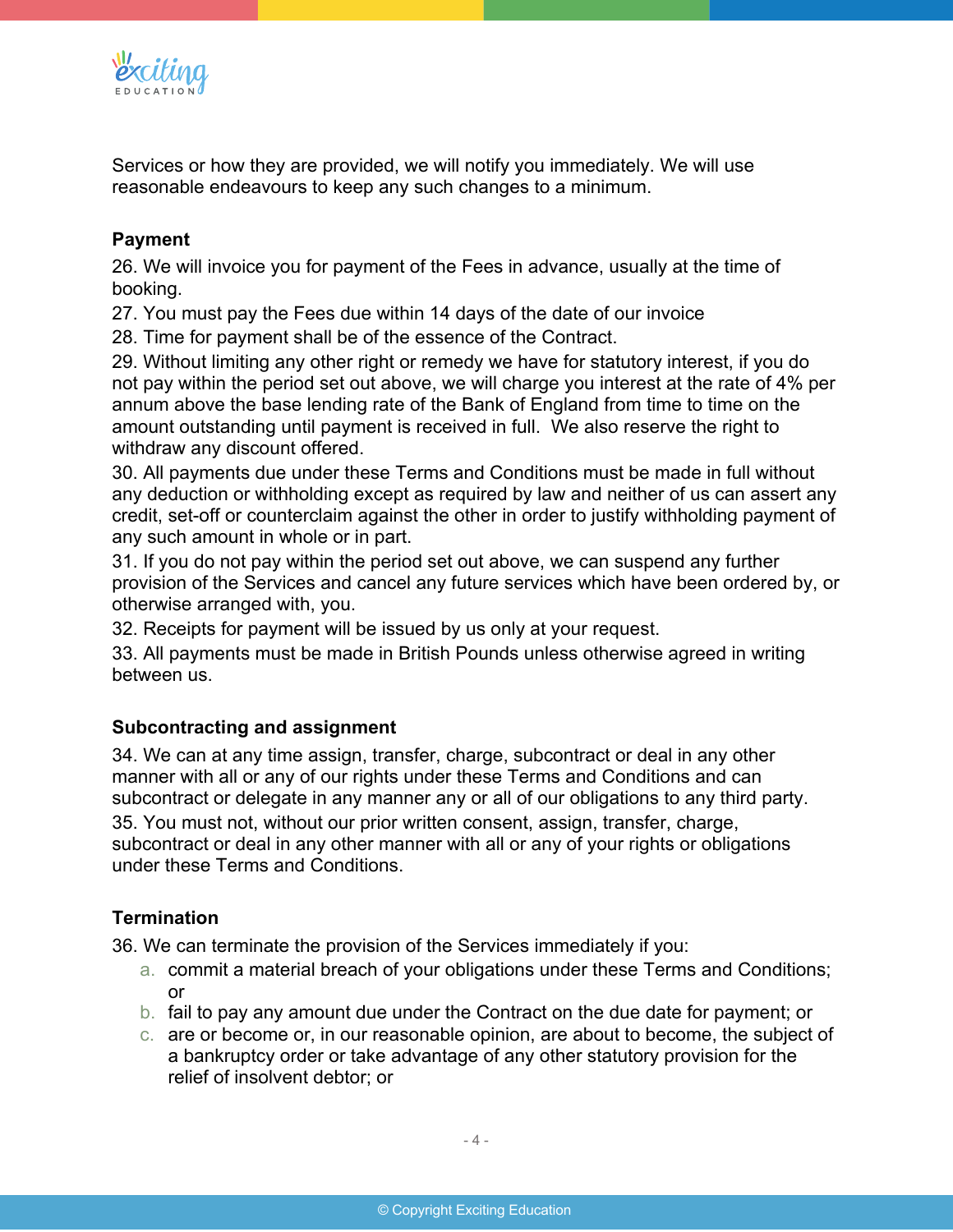Services or how they are provided, we will notify you immediately. We will use reasonable endeavours to keep any such changes to a minimum.

**Payment**

26. We will invoice you for payment of the Fees in advance, usually at the time of booking.
27. You must pay the Fees due within 14 days of the date of our invoice
28. Time for payment shall be of the essence of the Contract.
29. Without limiting any other right or remedy we have for statutory interest, if you do not pay within the period set out above, we will charge you interest at the rate of 4% per annum above the base lending rate of the Bank of England from time to time on the amount outstanding until payment is received in full. We also reserve the right to withdraw any discount offered.
30. All payments due under these Terms and Conditions must be made in full without any deduction or withholding except as required by law and neither of us can assert any credit, set-off or counterclaim against the other in order to justify withholding payment of any such amount in whole or in part.
31. If you do not pay within the period set out above, we can suspend any further provision of the Services and cancel any future services which have been ordered by, or otherwise arranged with, you.
32. Receipts for payment will be issued by us only at your request.
33. All payments must be made in British Pounds unless otherwise agreed in writing between us.

**Subcontracting and assignment**

34. We can at any time assign, transfer, charge, subcontract or deal in any other manner with all or any of our rights under these Terms and Conditions and can subcontract or delegate in any manner any or all of our obligations to any third party.
35. You must not, without our prior written consent, assign, transfer, charge, subcontract or deal in any other manner with all or any of your rights or obligations under these Terms and Conditions.

**Termination**

36. We can terminate the provision of the Services immediately if you:
    a. commit a material breach of your obligations under these Terms and Conditions; or
    b. fail to pay any amount due under the Contract on the due date for payment; or
    c. are or become or, in our reasonable opinion, are about to become, the subject of a bankruptcy order or take advantage of any other statutory provision for the relief of insolvent debtor; or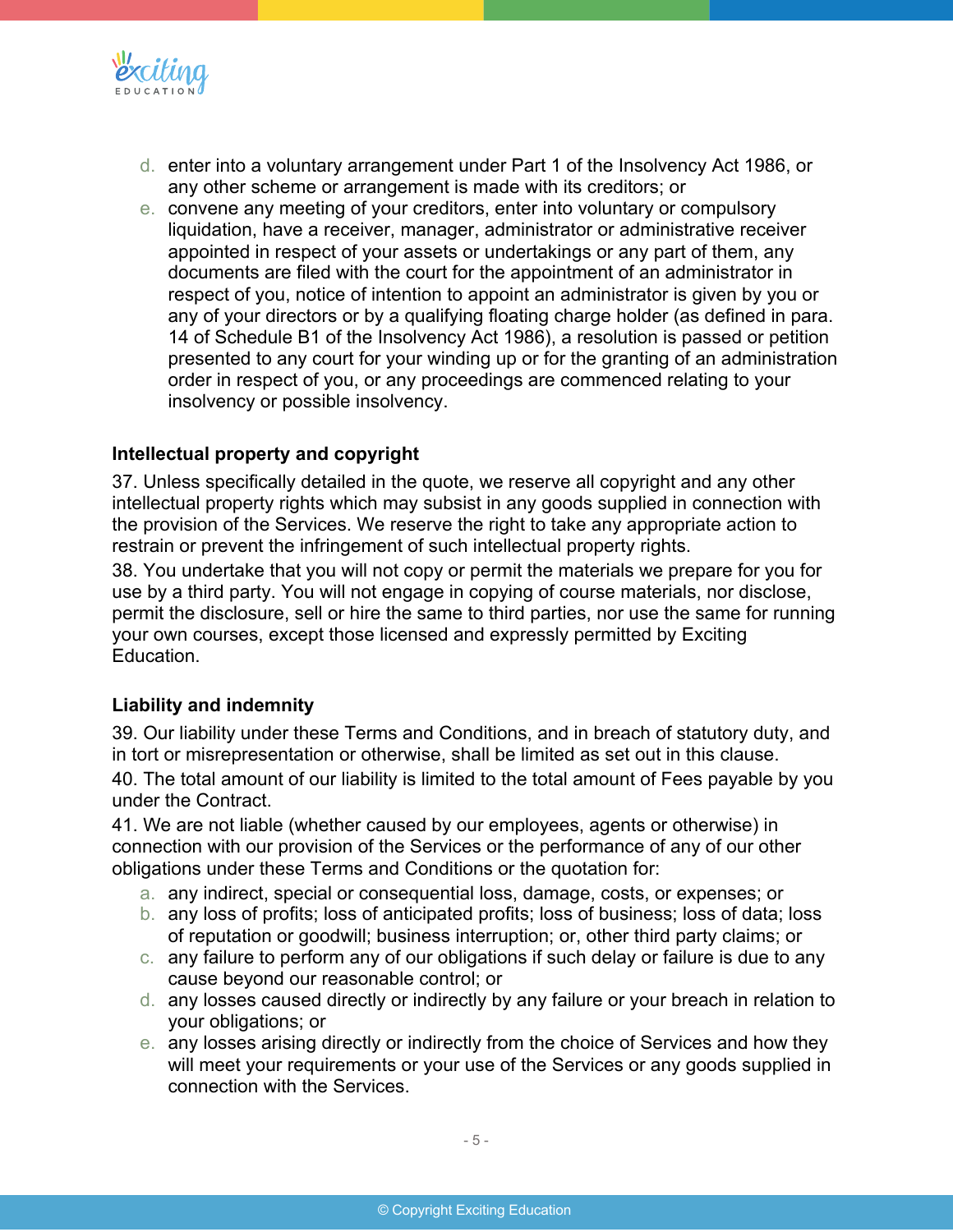d. enter into a voluntary arrangement under Part 1 of the Insolvency Act 1986, or any other scheme or arrangement is made with its creditors; or
e. convene any meeting of your creditors, enter into voluntary or compulsory liquidation, have a receiver, manager, administrator or administrative receiver appointed in respect of your assets or undertakings or any part of them, any documents are filed with the court for the appointment of an administrator in respect of you, notice of intention to appoint an administrator is given by you or any of your directors or by a qualifying floating charge holder (as defined in para. 14 of Schedule B1 of the Insolvency Act 1986), a resolution is passed or petition presented to any court for your winding up or for the granting of an administration order in respect of you, or any proceedings are commenced relating to your insolvency or possible insolvency.

**Intellectual property and copyright**

37. Unless specifically detailed in the quote, we reserve all copyright and any other intellectual property rights which may subsist in any goods supplied in connection with the provision of the Services. We reserve the right to take any appropriate action to restrain or prevent the infringement of such intellectual property rights.

38. You undertake that you will not copy or permit the materials we prepare for you for use by a third party. You will not engage in copying of course materials, nor disclose, permit the disclosure, sell or hire the same to third parties, nor use the same for running your own courses, except those licensed and expressly permitted by Exciting Education.

**Liability and indemnity**

39. Our liability under these Terms and Conditions, and in breach of statutory duty, and in tort or misrepresentation or otherwise, shall be limited as set out in this clause.

40. The total amount of our liability is limited to the total amount of Fees payable by you under the Contract.

41. We are not liable (whether caused by our employees, agents or otherwise) in connection with our provision of the Services or the performance of any of our other obligations under these Terms and Conditions or the quotation for:

a. any indirect, special or consequential loss, damage, costs, or expenses; or
b. any loss of profits; loss of anticipated profits; loss of business; loss of data; loss of reputation or goodwill; business interruption; or, other third party claims; or
c. any failure to perform any of our obligations if such delay or failure is due to any cause beyond our reasonable control; or
d. any losses caused directly or indirectly by any failure or your breach in relation to your obligations; or
e. any losses arising directly or indirectly from the choice of Services and how they will meet your requirements or your use of the Services or any goods supplied in connection with the Services.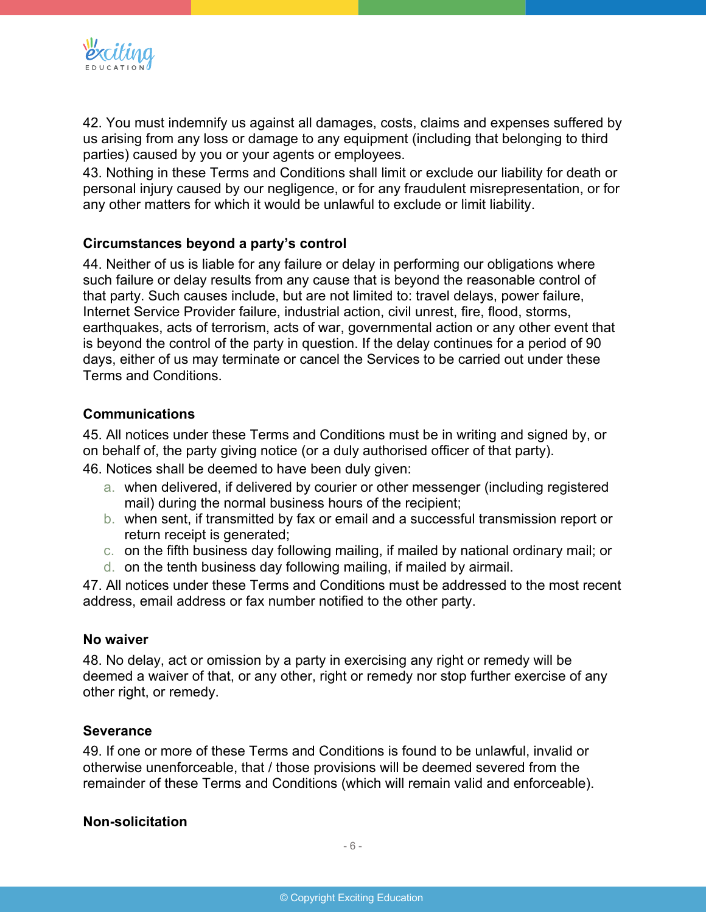42. You must indemnify us against all damages, costs, claims and expenses suffered by us arising from any loss or damage to any equipment (including that belonging to third parties) caused by you or your agents or employees.
43. Nothing in these Terms and Conditions shall limit or exclude our liability for death or personal injury caused by our negligence, or for any fraudulent misrepresentation, or for any other matters for which it would be unlawful to exclude or limit liability.

**Circumstances beyond a party's control**

44. Neither of us is liable for any failure or delay in performing our obligations where such failure or delay results from any cause that is beyond the reasonable control of that party. Such causes include, but are not limited to: travel delays, power failure, Internet Service Provider failure, industrial action, civil unrest, fire, flood, storms, earthquakes, acts of terrorism, acts of war, governmental action or any other event that is beyond the control of the party in question. If the delay continues for a period of 90 days, either of us may terminate or cancel the Services to be carried out under these Terms and Conditions.

**Communications**

45. All notices under these Terms and Conditions must be in writing and signed by, or on behalf of, the party giving notice (or a duly authorised officer of that party).
46. Notices shall be deemed to have been duly given:

a. when delivered, if delivered by courier or other messenger (including registered mail) during the normal business hours of the recipient;
b. when sent, if transmitted by fax or email and a successful transmission report or return receipt is generated;
c. on the fifth business day following mailing, if mailed by national ordinary mail; or
d. on the tenth business day following mailing, if mailed by airmail.

47. All notices under these Terms and Conditions must be addressed to the most recent address, email address or fax number notified to the other party.

**No waiver**

48. No delay, act or omission by a party in exercising any right or remedy will be deemed a waiver of that, or any other, right or remedy nor stop further exercise of any other right, or remedy.

**Severance**

49. If one or more of these Terms and Conditions is found to be unlawful, invalid or otherwise unenforceable, that / those provisions will be deemed severed from the remainder of these Terms and Conditions (which will remain valid and enforceable).

**Non-solicitation**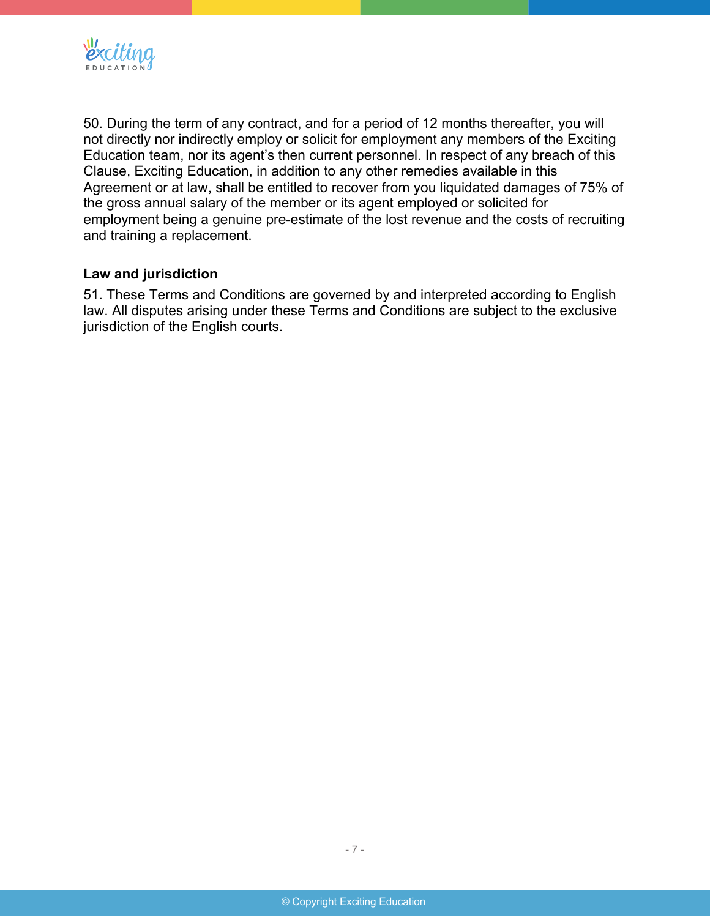50. During the term of any contract, and for a period of 12 months thereafter, you will not directly nor indirectly employ or solicit for employment any members of the Exciting Education team, nor its agent's then current personnel. In respect of any breach of this Clause, Exciting Education, in addition to any other remedies available in this Agreement or at law, shall be entitled to recover from you liquidated damages of 75% of the gross annual salary of the member or its agent employed or solicited for employment being a genuine pre-estimate of the lost revenue and the costs of recruiting and training a replacement.

**Law and jurisdiction**

51. These Terms and Conditions are governed by and interpreted according to English law. All disputes arising under these Terms and Conditions are subject to the exclusive jurisdiction of the English courts.